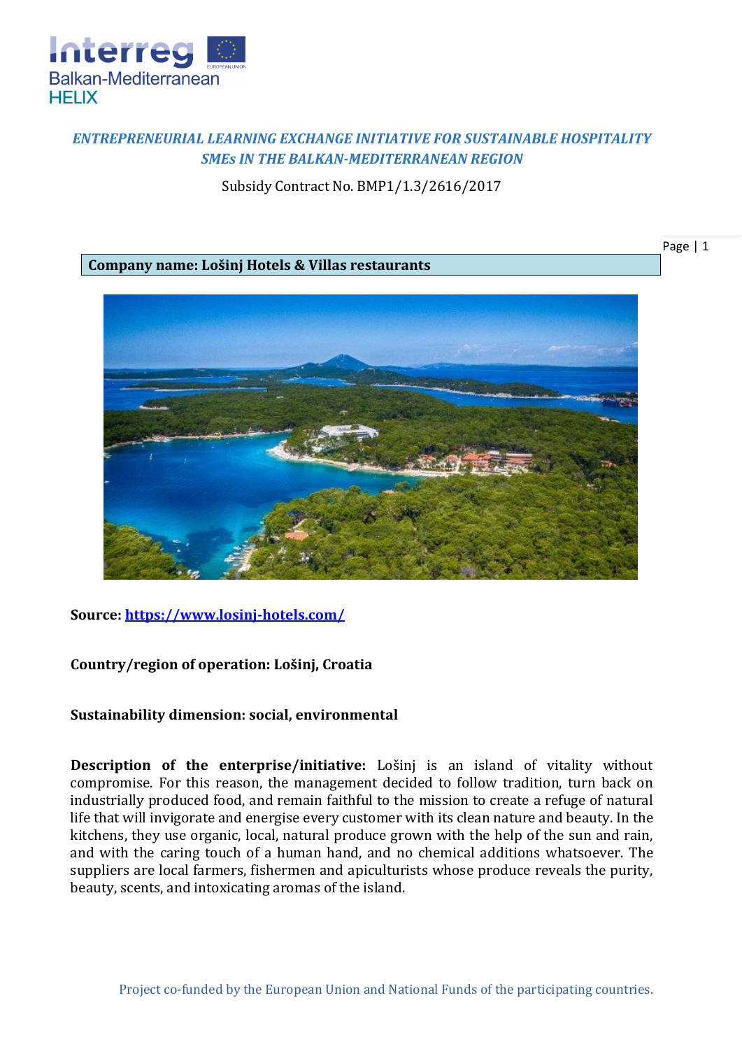*ENTREPRENEURIAL LEARNING EXCHANGE INITIATIVE FOR SUSTAINABLE HOSPITALITY SMEs IN THE BALKAN-MEDITERRANEAN REGION*

Subsidy Contract No. BMP1/1.3/2616/2017

**Company name: Lošinj Hotels & Villas restaurants**

**Source: [https://www.losinj-hotels.com/](https://www.losinj-hotels.com/)**

**Country/region of operation: Lošinj, Croatia**

**Sustainability dimension: social, environmental**

**Description of the enterprise/initiative:** Lošinj is an island of vitality without compromise. For this reason, the management decided to follow tradition, turn back on industrially produced food, and remain faithful to the mission to create a refuge of natural life that will invigorate and energise every customer with its clean nature and beauty. In the kitchens, they use organic, local, natural produce grown with the help of the sun and rain, and with the caring touch of a human hand, and no chemical additions whatsoever. The suppliers are local farmers, fishermen and apiculturists whose produce reveals the purity, beauty, scents, and intoxicating aromas of the island.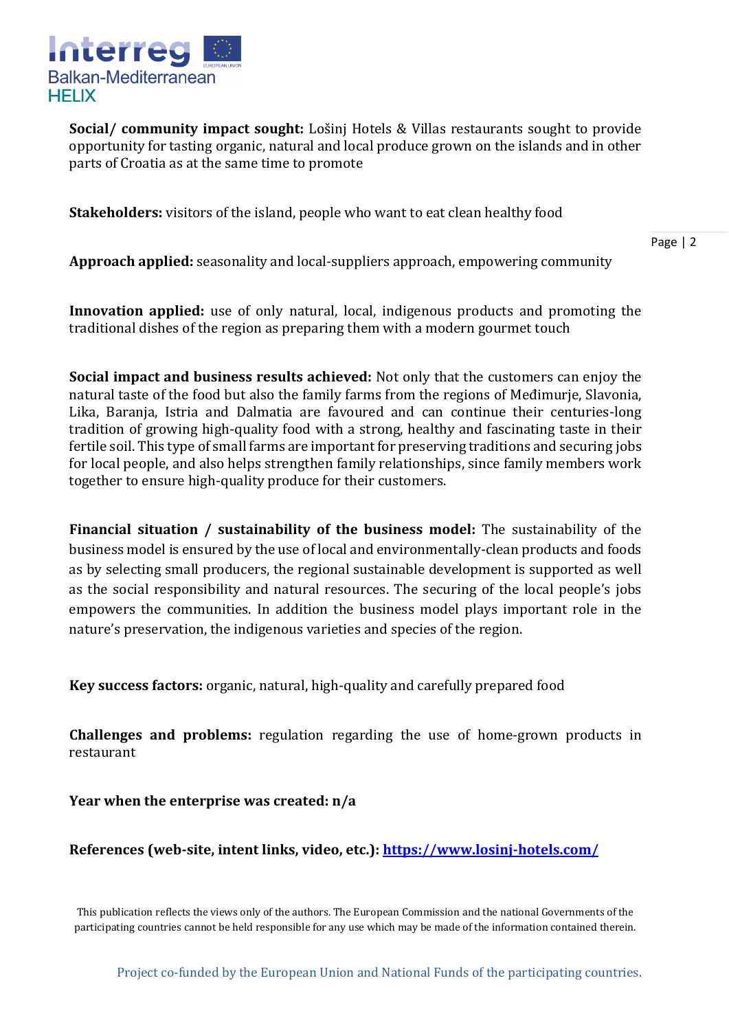**Social/ community impact sought:** Lošinj Hotels & Villas restaurants sought to provide opportunity for tasting organic, natural and local produce grown on the islands and in other parts of Croatia as at the same time to promote

**Stakeholders:** visitors of the island, people who want to eat clean healthy food

**Approach applied:** seasonality and local-suppliers approach, empowering community

**Innovation applied:** use of only natural, local, indigenous products and promoting the traditional dishes of the region as preparing them with a modern gourmet touch

**Social impact and business results achieved:** Not only that the customers can enjoy the natural taste of the food but also the family farms from the regions of Međimurje, Slavonia, Lika, Baranja, Istria and Dalmatia are favoured and can continue their centuries-long tradition of growing high-quality food with a strong, healthy and fascinating taste in their fertile soil. This type of small farms are important for preserving traditions and securing jobs for local people, and also helps strengthen family relationships, since family members work together to ensure high-quality produce for their customers.

**Financial situation / sustainability of the business model:** The sustainability of the business model is ensured by the use of local and environmentally-clean products and foods as by selecting small producers, the regional sustainable development is supported as well as the social responsibility and natural resources. The securing of the local people's jobs empowers the communities. In addition the business model plays important role in the nature's preservation, the indigenous varieties and species of the region.

**Key success factors:** organic, natural, high-quality and carefully prepared food

**Challenges and problems:** regulation regarding the use of home-grown products in restaurant

**Year when the enterprise was created: n/a**

**References (web-site, intent links, video, etc.):** [https://www.losinj-hotels.com/](https://www.losinj-hotels.com/)

This publication reflects the views only of the authors. The European Commission and the national Governments of the participating countries cannot be held responsible for any use which may be made of the information contained therein.

Project co-funded by the European Union and National Funds of the participating countries.